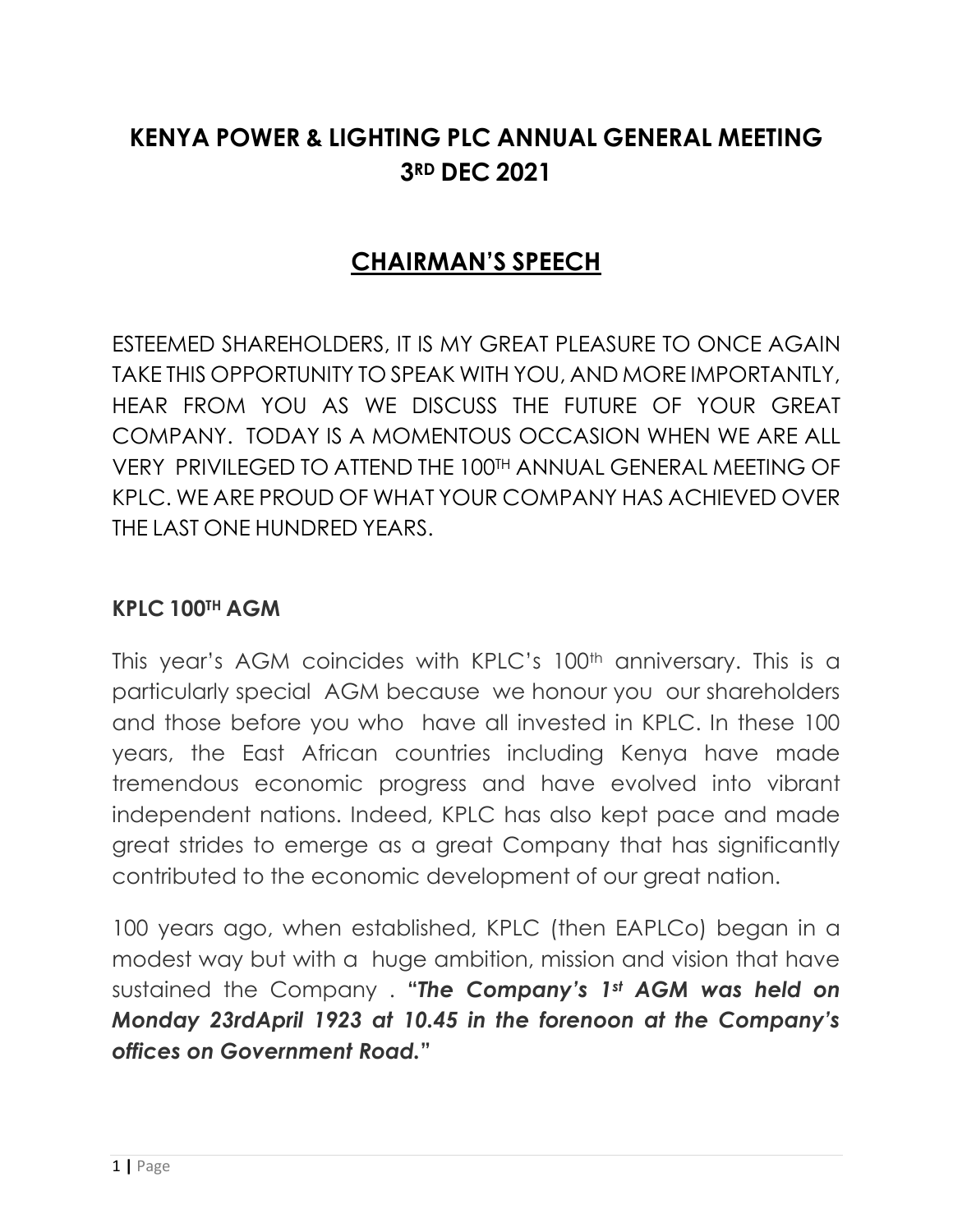# KENYA POWER & LIGHTING PLC ANNUAL GENERAL MEETING 3RD DEC 2021

## CHAIRMAN'S SPEECH

ESTEEMED SHAREHOLDERS, IT IS MY GREAT PLEASURE TO ONCE AGAIN TAKE THIS OPPORTUNITY TO SPEAK WITH YOU, AND MORE IMPORTANTLY, HEAR FROM YOU AS WE DISCUSS THE FUTURE OF YOUR GREAT COMPANY. TODAY IS A MOMENTOUS OCCASION WHEN WE ARE ALL VERY PRIVILEGED TO ATTEND THE 100TH ANNUAL GENERAL MEETING OF KPLC. WE ARE PROUD OF WHAT YOUR COMPANY HAS ACHIEVED OVER THE LAST ONE HUNDRED YEARS.

### KPLC 100TH AGM

This year's AGM coincides with KPLC's 100th anniversary. This is a particularly special AGM because we honour you our shareholders and those before you who have all invested in KPLC. In these 100 years, the East African countries including Kenya have made tremendous economic progress and have evolved into vibrant independent nations. Indeed, KPLC has also kept pace and made great strides to emerge as a great Company that has significantly contributed to the economic development of our great nation.

100 years ago, when established, KPLC (then EAPLCo) began in a modest way but with a huge ambition, mission and vision that have sustained the Company . **"*The Company's 1st AGM was held on Monday 23rdApril 1923 at 10.45 in the forenoon at the Company's offices on Government Road.*"**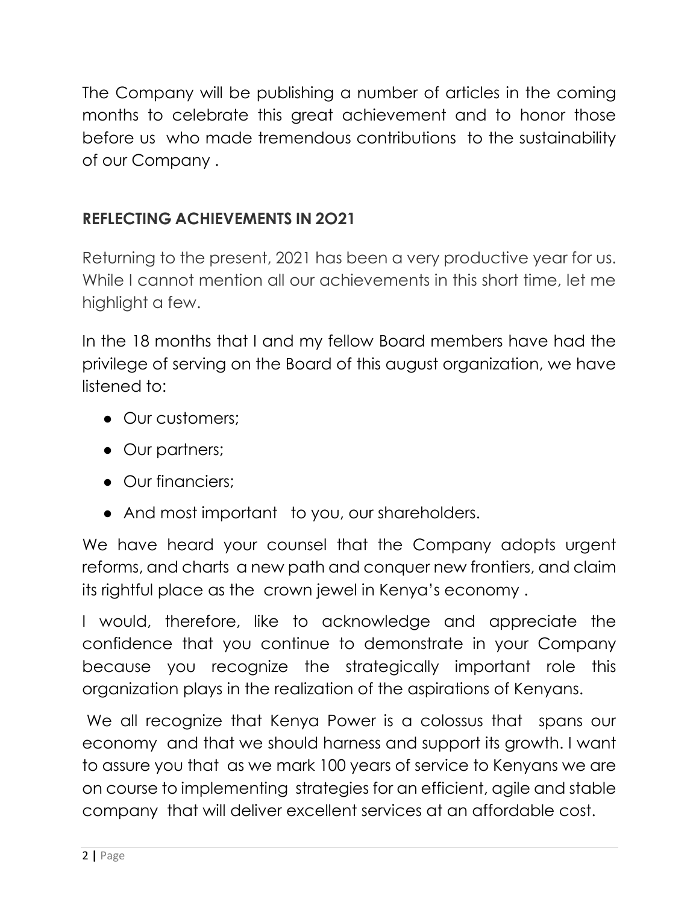The Company will be publishing a number of articles in the coming months to celebrate this great achievement and to honor those before us who made tremendous contributions to the sustainability of our Company .

## REFLECTING ACHIEVEMENTS IN 2O21

Returning to the present, 2021 has been a very productive year for us. While I cannot mention all our achievements in this short time, let me highlight a few.

In the 18 months that I and my fellow Board members have had the privilege of serving on the Board of this august organization, we have listened to:

- Our customers;
- Our partners;
- Our financiers;
- And most important to you, our shareholders.

We have heard your counsel that the Company adopts urgent reforms, and charts a new path and conquer new frontiers, and claim its rightful place as the crown jewel in Kenya's economy .

I would, therefore, like to acknowledge and appreciate the confidence that you continue to demonstrate in your Company because you recognize the strategically important role this organization plays in the realization of the aspirations of Kenyans.

We all recognize that Kenya Power is a colossus that spans our economy and that we should harness and support its growth. I want to assure you that as we mark 100 years of service to Kenyans we are on course to implementing strategies for an efficient, agile and stable company that will deliver excellent services at an affordable cost.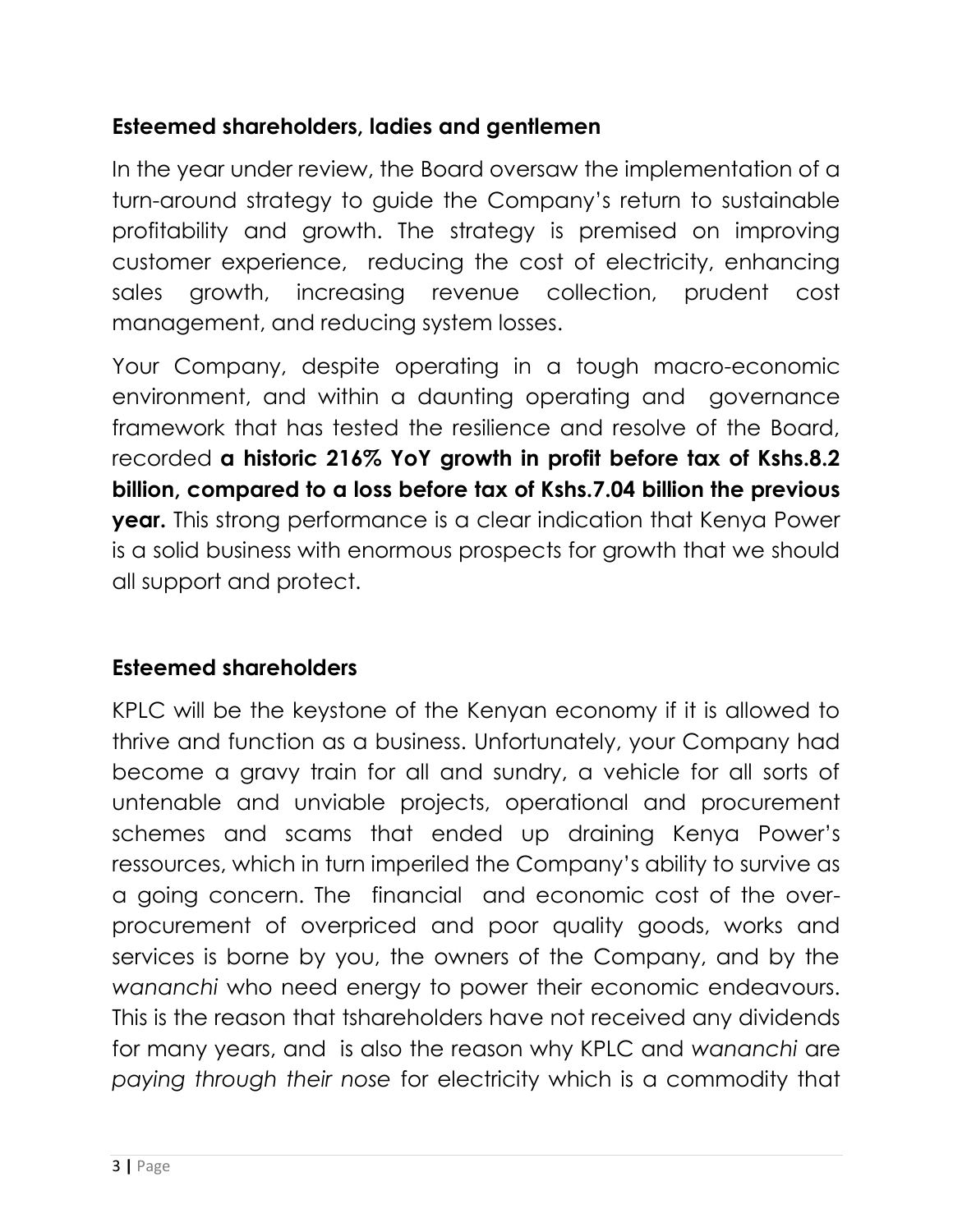**Esteemed shareholders, ladies and gentlemen**

In the year under review, the Board oversaw the implementation of a turn-around strategy to guide the Company's return to sustainable profitability and growth. The strategy is premised on improving customer experience, reducing the cost of electricity, enhancing sales growth, increasing revenue collection, prudent cost management, and reducing system losses.

Your Company, despite operating in a tough macro-economic environment, and within a daunting operating and governance framework that has tested the resilience and resolve of the Board, recorded **a historic 216% YoY growth in profit before tax of Kshs.8.2 billion, compared to a loss before tax of Kshs.7.04 billion the previous year.** This strong performance is a clear indication that Kenya Power is a solid business with enormous prospects for growth that we should all support and protect.

**Esteemed shareholders**

KPLC will be the keystone of the Kenyan economy if it is allowed to thrive and function as a business. Unfortunately, your Company had become a gravy train for all and sundry, a vehicle for all sorts of untenable and unviable projects, operational and procurement schemes and scams that ended up draining Kenya Power's ressources, which in turn imperiled the Company's ability to survive as a going concern. The financial and economic cost of the over-procurement of overpriced and poor quality goods, works and services is borne by you, the owners of the Company, and by the *wananchi* who need energy to power their economic endeavours. This is the reason that tshareholders have not received any dividends for many years, and is also the reason why KPLC and *wananchi* are *paying through their nose* for electricity which is a commodity that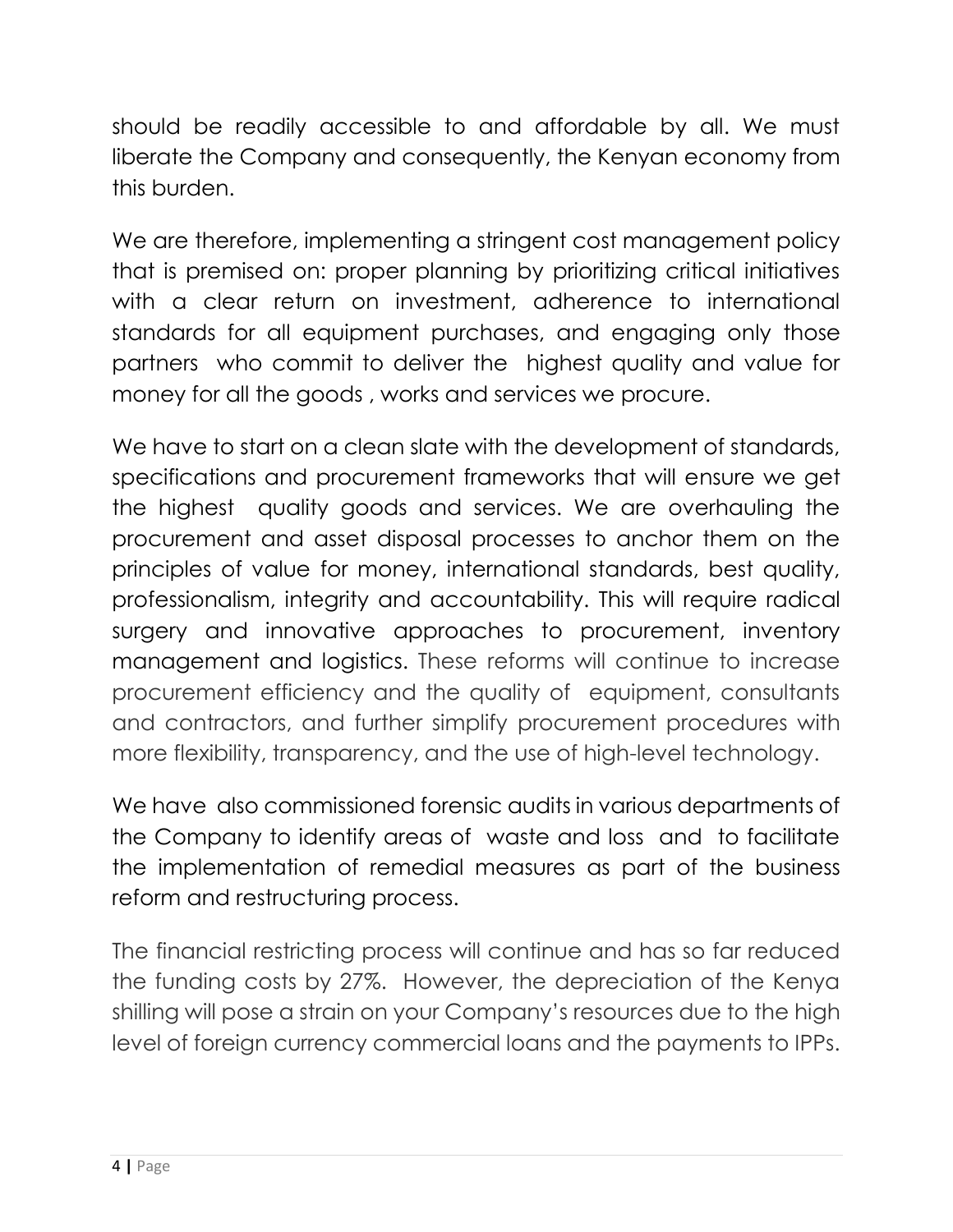should be readily accessible to and affordable by all. We must liberate the Company and consequently, the Kenyan economy from this burden.

We are therefore, implementing a stringent cost management policy that is premised on: proper planning by prioritizing critical initiatives with a clear return on investment, adherence to international standards for all equipment purchases, and engaging only those partners who commit to deliver the highest quality and value for money for all the goods , works and services we procure.

We have to start on a clean slate with the development of standards, specifications and procurement frameworks that will ensure we get the highest quality goods and services. We are overhauling the procurement and asset disposal processes to anchor them on the principles of value for money, international standards, best quality, professionalism, integrity and accountability. This will require radical surgery and innovative approaches to procurement, inventory management and logistics. These reforms will continue to increase procurement efficiency and the quality of equipment, consultants and contractors, and further simplify procurement procedures with more flexibility, transparency, and the use of high-level technology.

We have also commissioned forensic audits in various departments of the Company to identify areas of waste and loss and to facilitate the implementation of remedial measures as part of the business reform and restructuring process.

The financial restricting process will continue and has so far reduced the funding costs by 27%. However, the depreciation of the Kenya shilling will pose a strain on your Company's resources due to the high level of foreign currency commercial loans and the payments to IPPs.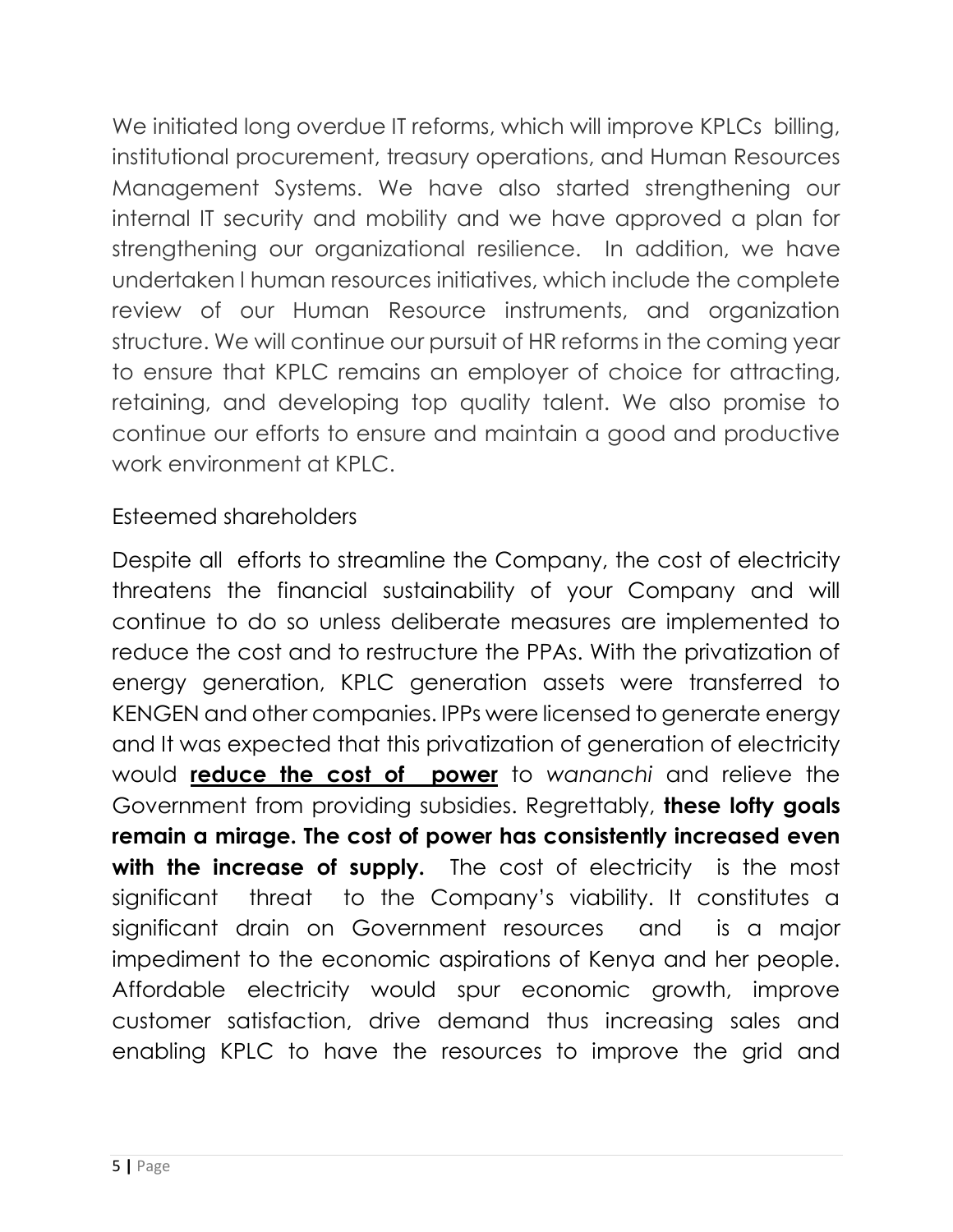We initiated long overdue IT reforms, which will improve KPLCs billing, institutional procurement, treasury operations, and Human Resources Management Systems. We have also started strengthening our internal IT security and mobility and we have approved a plan for strengthening our organizational resilience. In addition, we have undertaken l human resources initiatives, which include the complete review of our Human Resource instruments, and organization structure. We will continue our pursuit of HR reforms in the coming year to ensure that KPLC remains an employer of choice for attracting, retaining, and developing top quality talent. We also promise to continue our efforts to ensure and maintain a good and productive work environment at KPLC.

Esteemed shareholders

Despite all efforts to streamline the Company, the cost of electricity threatens the financial sustainability of your Company and will continue to do so unless deliberate measures are implemented to reduce the cost and to restructure the PPAs. With the privatization of energy generation, KPLC generation assets were transferred to KENGEN and other companies. IPPs were licensed to generate energy and It was expected that this privatization of generation of electricity would <u>**reduce the cost of power**</u> to *wananchi* and relieve the Government from providing subsidies. Regrettably, **these lofty goals remain a mirage. The cost of power has consistently increased even with the increase of supply.** The cost of electricity is the most significant threat to the Company's viability. It constitutes a significant drain on Government resources and is a major impediment to the economic aspirations of Kenya and her people. Affordable electricity would spur economic growth, improve customer satisfaction, drive demand thus increasing sales and enabling KPLC to have the resources to improve the grid and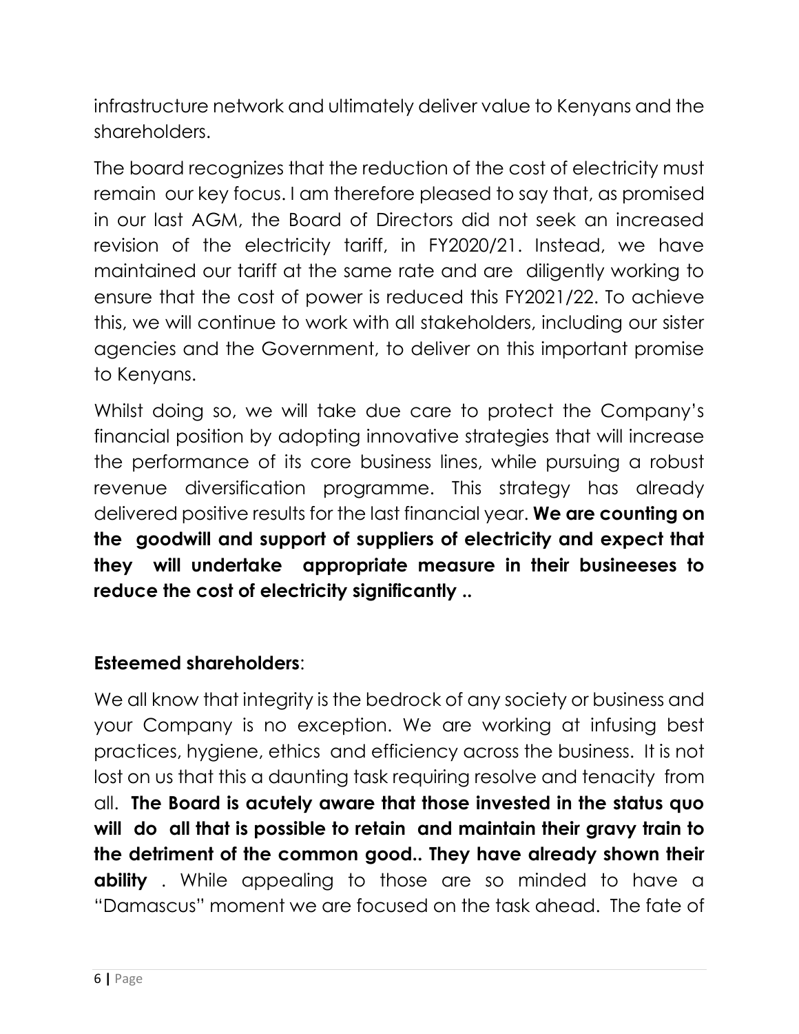infrastructure network and ultimately deliver value to Kenyans and the shareholders.

The board recognizes that the reduction of the cost of electricity must remain our key focus. I am therefore pleased to say that, as promised in our last AGM, the Board of Directors did not seek an increased revision of the electricity tariff, in FY2020/21. Instead, we have maintained our tariff at the same rate and are diligently working to ensure that the cost of power is reduced this FY2021/22. To achieve this, we will continue to work with all stakeholders, including our sister agencies and the Government, to deliver on this important promise to Kenyans.

Whilst doing so, we will take due care to protect the Company's financial position by adopting innovative strategies that will increase the performance of its core business lines, while pursuing a robust revenue diversification programme. This strategy has already delivered positive results for the last financial year. **We are counting on the goodwill and support of suppliers of electricity and expect that they will undertake appropriate measure in their busineeses to reduce the cost of electricity significantly ..**

**Esteemed shareholders**:

We all know that integrity is the bedrock of any society or business and your Company is no exception. We are working at infusing best practices, hygiene, ethics and efficiency across the business. It is not lost on us that this a daunting task requiring resolve and tenacity from all. **The Board is acutely aware that those invested in the status quo will do all that is possible to retain and maintain their gravy train to the detriment of the common good.. They have already shown their ability** . While appealing to those are so minded to have a "Damascus" moment we are focused on the task ahead. The fate of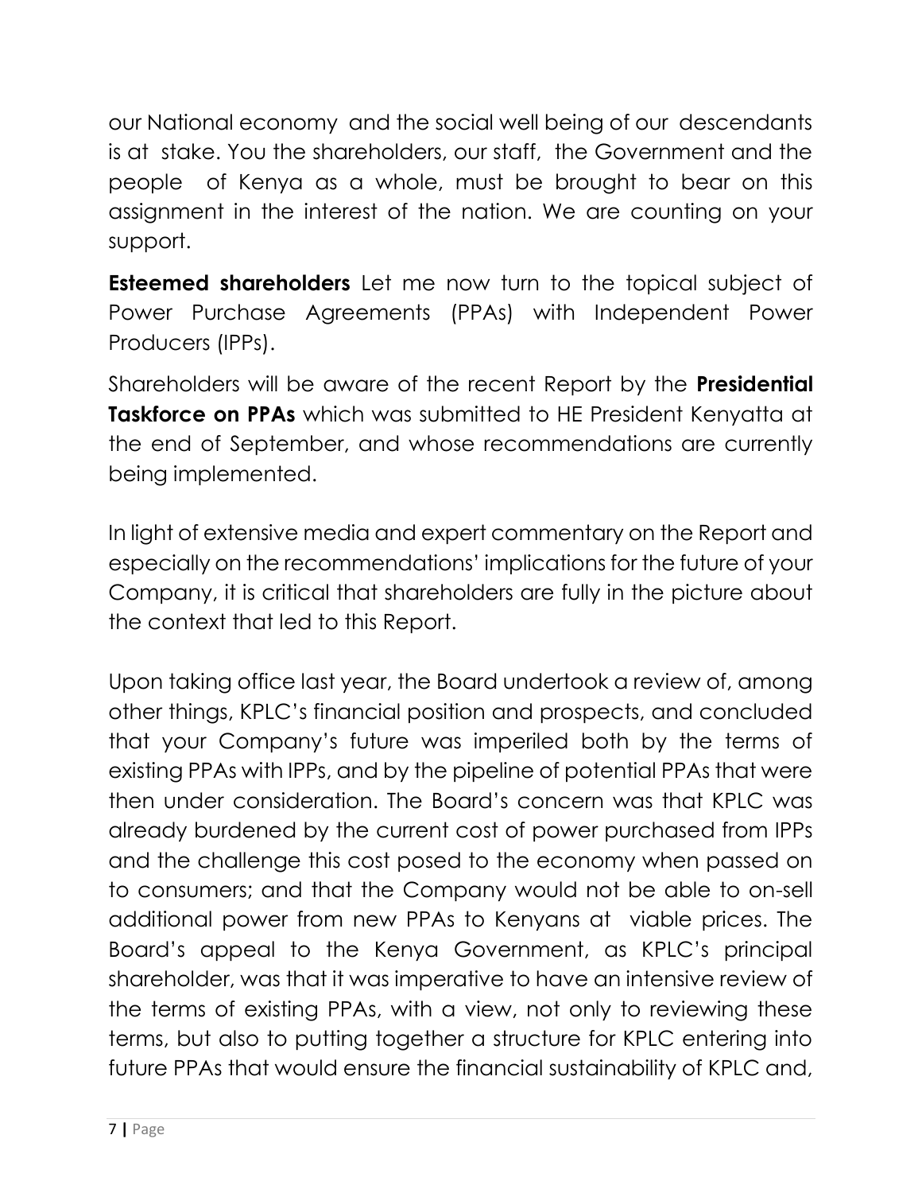our National economy and the social well being of our descendants is at stake. You the shareholders, our staff, the Government and the people of Kenya as a whole, must be brought to bear on this assignment in the interest of the nation. We are counting on your support.

**Esteemed shareholders** Let me now turn to the topical subject of Power Purchase Agreements (PPAs) with Independent Power Producers (IPPs).

Shareholders will be aware of the recent Report by the **Presidential Taskforce on PPAs** which was submitted to HE President Kenyatta at the end of September, and whose recommendations are currently being implemented.

In light of extensive media and expert commentary on the Report and especially on the recommendations' implications for the future of your Company, it is critical that shareholders are fully in the picture about the context that led to this Report.

Upon taking office last year, the Board undertook a review of, among other things, KPLC's financial position and prospects, and concluded that your Company's future was imperiled both by the terms of existing PPAs with IPPs, and by the pipeline of potential PPAs that were then under consideration. The Board's concern was that KPLC was already burdened by the current cost of power purchased from IPPs and the challenge this cost posed to the economy when passed on to consumers; and that the Company would not be able to on-sell additional power from new PPAs to Kenyans at viable prices. The Board's appeal to the Kenya Government, as KPLC's principal shareholder, was that it was imperative to have an intensive review of the terms of existing PPAs, with a view, not only to reviewing these terms, but also to putting together a structure for KPLC entering into future PPAs that would ensure the financial sustainability of KPLC and,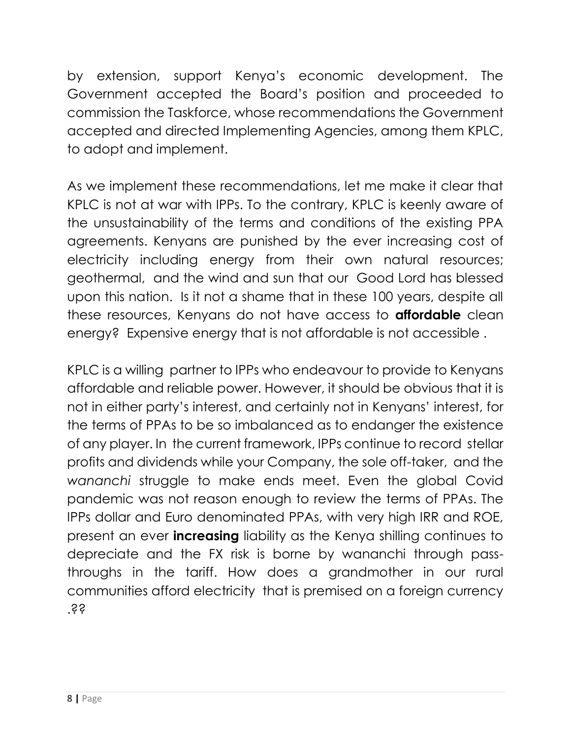by extension, support Kenya's economic development. The Government accepted the Board's position and proceeded to commission the Taskforce, whose recommendations the Government accepted and directed Implementing Agencies, among them KPLC, to adopt and implement.

As we implement these recommendations, let me make it clear that KPLC is not at war with IPPs. To the contrary, KPLC is keenly aware of the unsustainability of the terms and conditions of the existing PPA agreements. Kenyans are punished by the ever increasing cost of electricity including energy from their own natural resources; geothermal, and the wind and sun that our Good Lord has blessed upon this nation. Is it not a shame that in these 100 years, despite all these resources, Kenyans do not have access to **affordable** clean energy? Expensive energy that is not affordable is not accessible .

KPLC is a willing partner to IPPs who endeavour to provide to Kenyans affordable and reliable power. However, it should be obvious that it is not in either party's interest, and certainly not in Kenyans' interest, for the terms of PPAs to be so imbalanced as to endanger the existence of any player. In the current framework, IPPs continue to record stellar profits and dividends while your Company, the sole off-taker, and the *wananchi* struggle to make ends meet. Even the global Covid pandemic was not reason enough to review the terms of PPAs. The IPPs dollar and Euro denominated PPAs, with very high IRR and ROE, present an ever **increasing** liability as the Kenya shilling continues to depreciate and the FX risk is borne by wananchi through pass-throughs in the tariff. How does a grandmother in our rural communities afford electricity that is premised on a foreign currency .??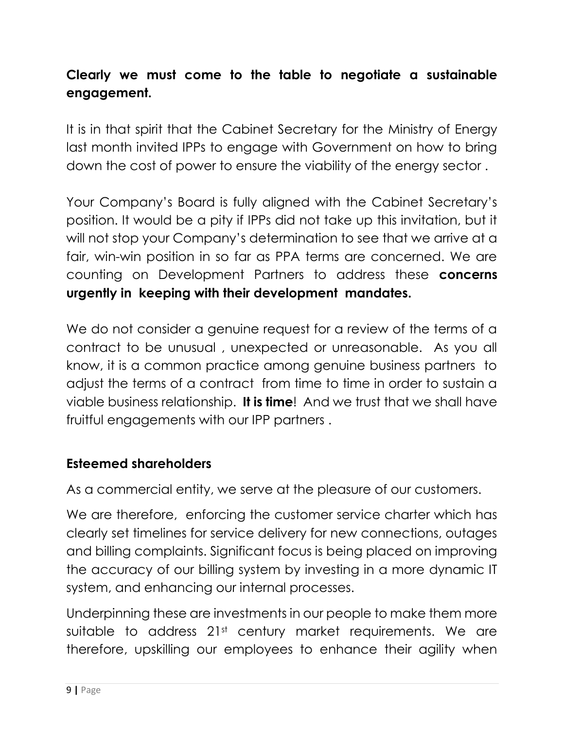**Clearly we must come to the table to negotiate a sustainable engagement.**

It is in that spirit that the Cabinet Secretary for the Ministry of Energy last month invited IPPs to engage with Government on how to bring down the cost of power to ensure the viability of the energy sector .

Your Company's Board is fully aligned with the Cabinet Secretary's position. It would be a pity if IPPs did not take up this invitation, but it will not stop your Company's determination to see that we arrive at a fair, win-win position in so far as PPA terms are concerned. We are counting on Development Partners to address these **concerns urgently in keeping with their development mandates.**

We do not consider a genuine request for a review of the terms of a contract to be unusual , unexpected or unreasonable. As you all know, it is a common practice among genuine business partners to adjust the terms of a contract from time to time in order to sustain a viable business relationship. **It is time**! And we trust that we shall have fruitful engagements with our IPP partners .

**Esteemed shareholders**

As a commercial entity, we serve at the pleasure of our customers.

We are therefore, enforcing the customer service charter which has clearly set timelines for service delivery for new connections, outages and billing complaints. Significant focus is being placed on improving the accuracy of our billing system by investing in a more dynamic IT system, and enhancing our internal processes.

Underpinning these are investments in our people to make them more suitable to address 21st century market requirements. We are therefore, upskilling our employees to enhance their agility when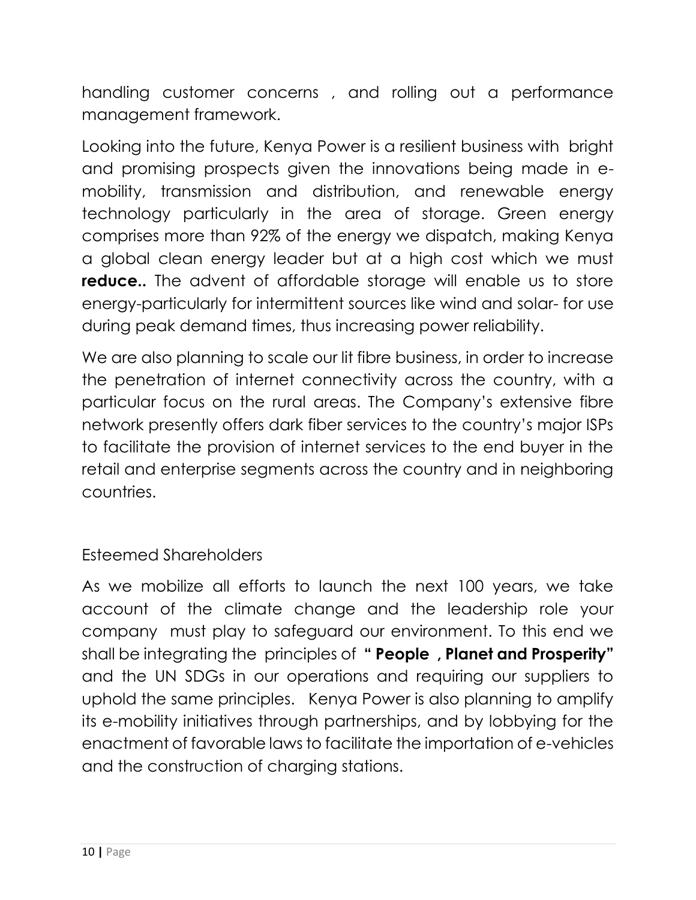handling customer concerns , and rolling out a performance management framework.

Looking into the future, Kenya Power is a resilient business with bright and promising prospects given the innovations being made in e-mobility, transmission and distribution, and renewable energy technology particularly in the area of storage. Green energy comprises more than 92% of the energy we dispatch, making Kenya a global clean energy leader but at a high cost which we must **reduce..** The advent of affordable storage will enable us to store energy-particularly for intermittent sources like wind and solar- for use during peak demand times, thus increasing power reliability.

We are also planning to scale our lit fibre business, in order to increase the penetration of internet connectivity across the country, with a particular focus on the rural areas. The Company's extensive fibre network presently offers dark fiber services to the country's major ISPs to facilitate the provision of internet services to the end buyer in the retail and enterprise segments across the country and in neighboring countries.

Esteemed Shareholders

As we mobilize all efforts to launch the next 100 years, we take account of the climate change and the leadership role your company must play to safeguard our environment. To this end we shall be integrating the principles of **" People , Planet and Prosperity"** and the UN SDGs in our operations and requiring our suppliers to uphold the same principles. Kenya Power is also planning to amplify its e-mobility initiatives through partnerships, and by lobbying for the enactment of favorable laws to facilitate the importation of e-vehicles and the construction of charging stations.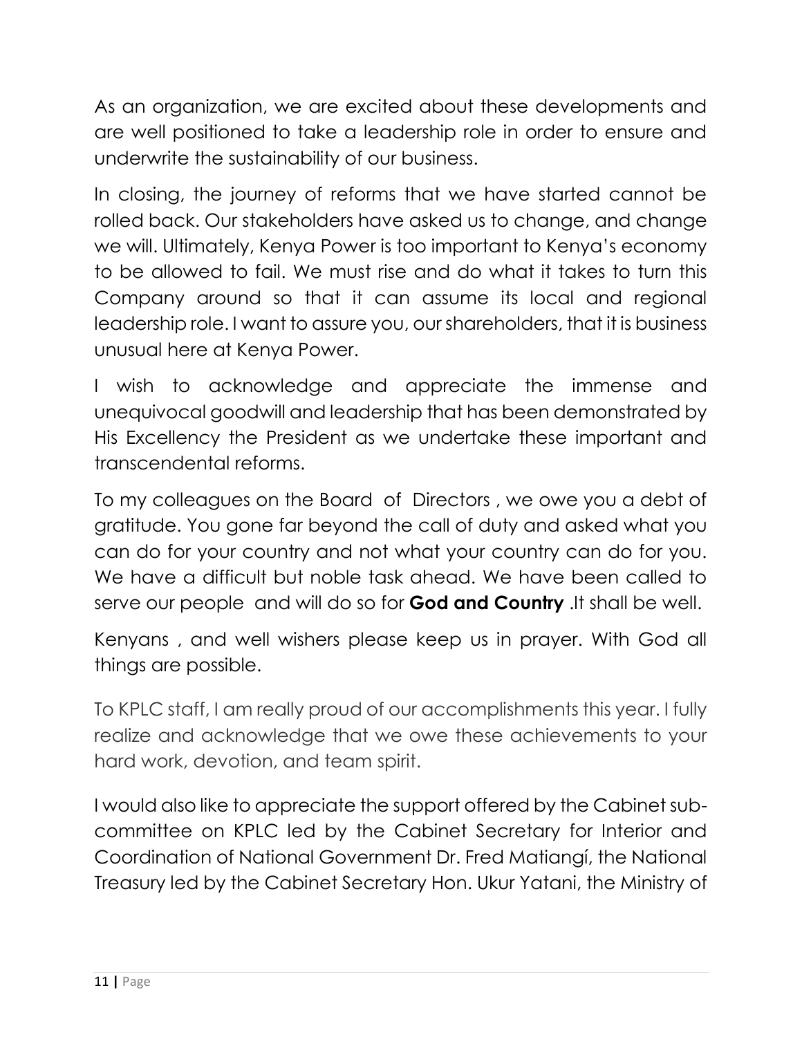As an organization, we are excited about these developments and are well positioned to take a leadership role in order to ensure and underwrite the sustainability of our business.

In closing, the journey of reforms that we have started cannot be rolled back. Our stakeholders have asked us to change, and change we will. Ultimately, Kenya Power is too important to Kenya's economy to be allowed to fail. We must rise and do what it takes to turn this Company around so that it can assume its local and regional leadership role. I want to assure you, our shareholders, that it is business unusual here at Kenya Power.

I wish to acknowledge and appreciate the immense and unequivocal goodwill and leadership that has been demonstrated by His Excellency the President as we undertake these important and transcendental reforms.

To my colleagues on the Board of Directors , we owe you a debt of gratitude. You gone far beyond the call of duty and asked what you can do for your country and not what your country can do for you. We have a difficult but noble task ahead. We have been called to serve our people and will do so for **God and Country** .It shall be well.

Kenyans , and well wishers please keep us in prayer. With God all things are possible.

To KPLC staff, I am really proud of our accomplishments this year. I fully realize and acknowledge that we owe these achievements to your hard work, devotion, and team spirit.

I would also like to appreciate the support offered by the Cabinet sub-committee on KPLC led by the Cabinet Secretary for Interior and Coordination of National Government Dr. Fred Matiangí, the National Treasury led by the Cabinet Secretary Hon. Ukur Yatani, the Ministry of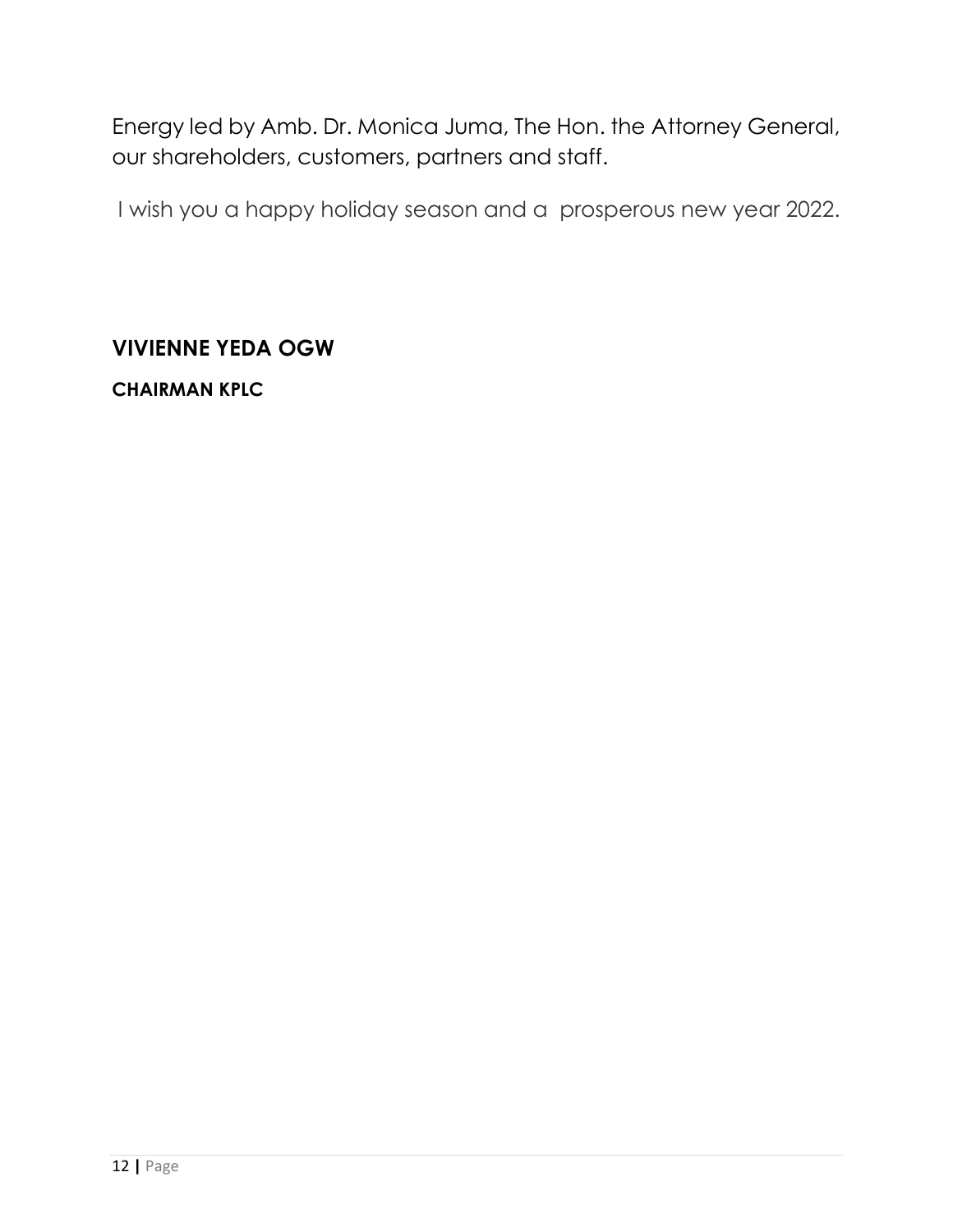Energy led by Amb. Dr. Monica Juma, The Hon. the Attorney General, our shareholders, customers, partners and staff.

I wish you a happy holiday season and a prosperous new year 2022.

**VIVIENNE YEDA OGW**

**CHAIRMAN KPLC**